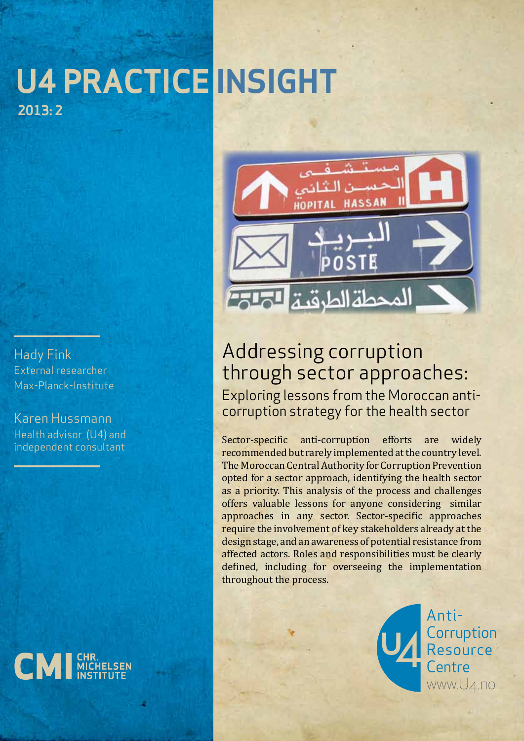# U4 PRACTICE INSIGHT

2013: 2

Hady Fink
External researcher
Max-Planck-Institute

Karen Hussmann
Health advisor (U4) and independent consultant

## Addressing corruption through sector approaches:

### Exploring lessons from the Moroccan anti-corruption strategy for the health sector

Sector-specific anti-corruption efforts are widely recommended but rarely implemented at the country level. The Moroccan Central Authority for Corruption Prevention opted for a sector approach, identifying the health sector as a priority. This analysis of the process and challenges offers valuable lessons for anyone considering similar approaches in any sector. Sector-specific approaches require the involvement of key stakeholders already at the design stage, and an awareness of potential resistance from affected actors. Roles and responsibilities must be clearly defined, including for overseeing the implementation throughout the process.

CMI CHR. MICHELSEN INSTITUTE

U4 Anti-Corruption Resource Centre
www.U4.no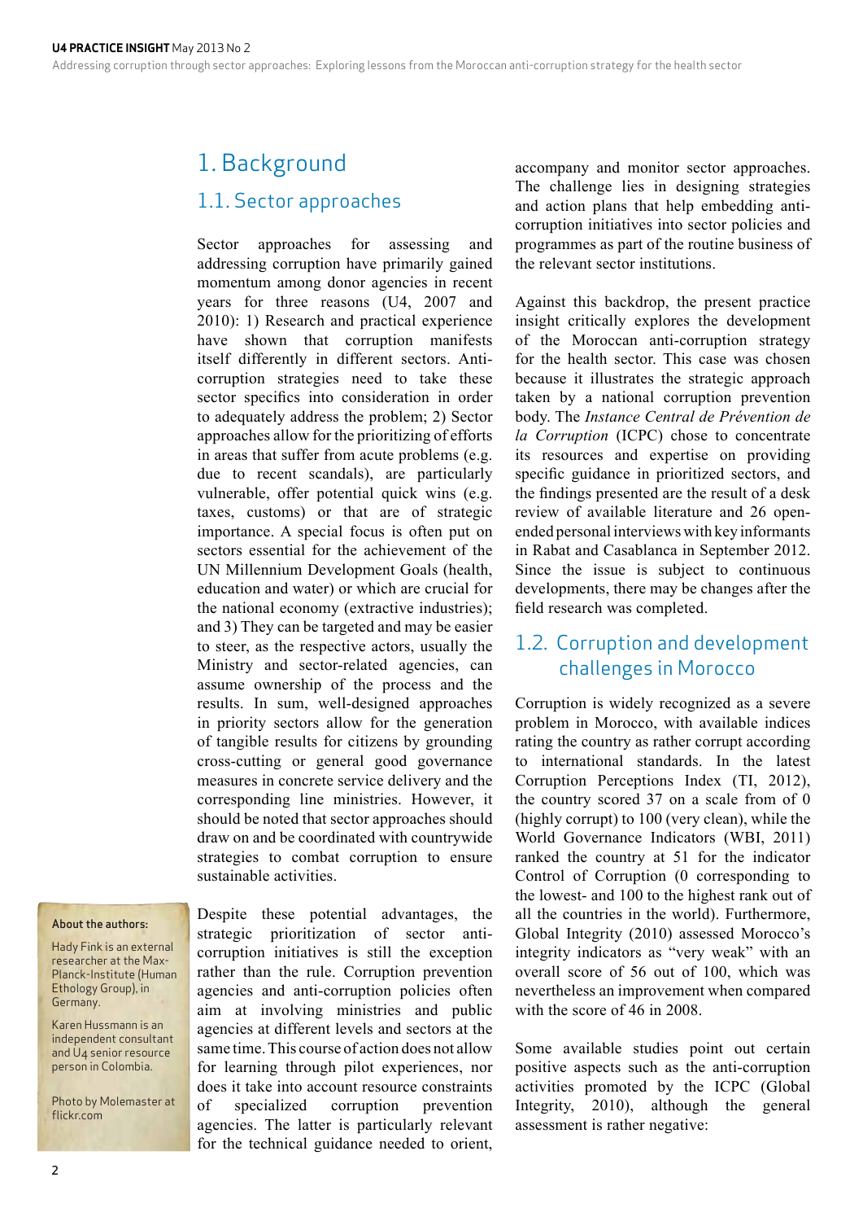# 1. Background

## 1.1. Sector approaches

Sector approaches for assessing and addressing corruption have primarily gained momentum among donor agencies in recent years for three reasons (U4, 2007 and 2010): 1) Research and practical experience have shown that corruption manifests itself differently in different sectors. Anti-corruption strategies need to take these sector specifics into consideration in order to adequately address the problem; 2) Sector approaches allow for the prioritizing of efforts in areas that suffer from acute problems (e.g. due to recent scandals), are particularly vulnerable, offer potential quick wins (e.g. taxes, customs) or that are of strategic importance. A special focus is often put on sectors essential for the achievement of the UN Millennium Development Goals (health, education and water) or which are crucial for the national economy (extractive industries); and 3) They can be targeted and may be easier to steer, as the respective actors, usually the Ministry and sector-related agencies, can assume ownership of the process and the results. In sum, well-designed approaches in priority sectors allow for the generation of tangible results for citizens by grounding cross-cutting or general good governance measures in concrete service delivery and the corresponding line ministries. However, it should be noted that sector approaches should draw on and be coordinated with countrywide strategies to combat corruption to ensure sustainable activities.

Despite these potential advantages, the strategic prioritization of sector anti-corruption initiatives is still the exception rather than the rule. Corruption prevention agencies and anti-corruption policies often aim at involving ministries and public agencies at different levels and sectors at the same time. This course of action does not allow for learning through pilot experiences, nor does it take into account resource constraints of specialized corruption prevention agencies. The latter is particularly relevant for the technical guidance needed to orient, accompany and monitor sector approaches. The challenge lies in designing strategies and action plans that help embedding anti-corruption initiatives into sector policies and programmes as part of the routine business of the relevant sector institutions.

Against this backdrop, the present practice insight critically explores the development of the Moroccan anti-corruption strategy for the health sector. This case was chosen because it illustrates the strategic approach taken by a national corruption prevention body. The *Instance Central de Prévention de la Corruption* (ICPC) chose to concentrate its resources and expertise on providing specific guidance in prioritized sectors, and the findings presented are the result of a desk review of available literature and 26 open-ended personal interviews with key informants in Rabat and Casablanca in September 2012. Since the issue is subject to continuous developments, there may be changes after the field research was completed.

## 1.2. Corruption and development challenges in Morocco

Corruption is widely recognized as a severe problem in Morocco, with available indices rating the country as rather corrupt according to international standards. In the latest Corruption Perceptions Index (TI, 2012), the country scored 37 on a scale from of 0 (highly corrupt) to 100 (very clean), while the World Governance Indicators (WBI, 2011) ranked the country at 51 for the indicator Control of Corruption (0 corresponding to the lowest- and 100 to the highest rank out of all the countries in the world). Furthermore, Global Integrity (2010) assessed Morocco's integrity indicators as "very weak" with an overall score of 56 out of 100, which was nevertheless an improvement when compared with the score of 46 in 2008.

Some available studies point out certain positive aspects such as the anti-corruption activities promoted by the ICPC (Global Integrity, 2010), although the general assessment is rather negative:

**About the authors:**

Hady Fink is an external researcher at the Max-Planck-Institute (Human Ethology Group), in Germany.

Karen Hussmann is an independent consultant and U4 senior resource person in Colombia.

Photo by Molemaster at flickr.com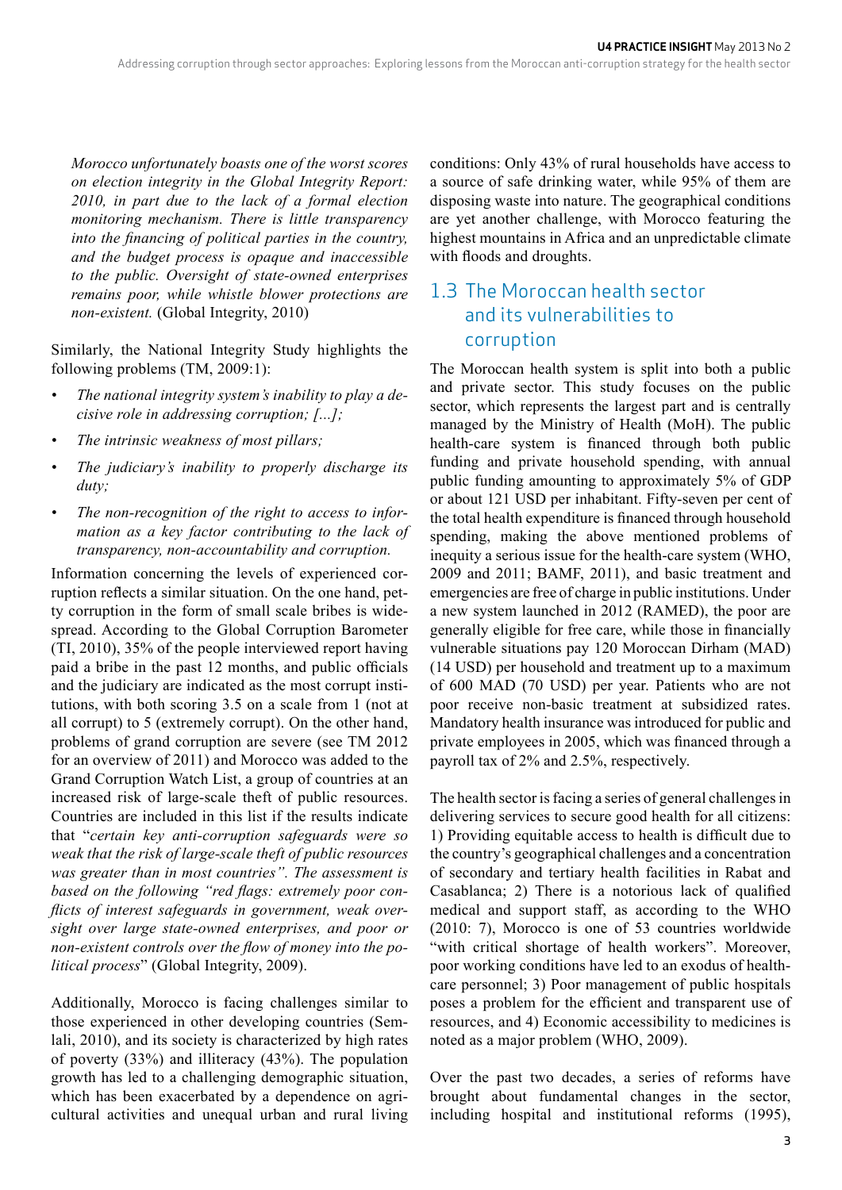*Morocco unfortunately boasts one of the worst scores on election integrity in the Global Integrity Report: 2010, in part due to the lack of a formal election monitoring mechanism. There is little transparency into the financing of political parties in the country, and the budget process is opaque and inaccessible to the public. Oversight of state-owned enterprises remains poor, while whistle blower protections are non-existent.* (Global Integrity, 2010)

Similarly, the National Integrity Study highlights the following problems (TM, 2009:1):

- *The national integrity system's inability to play a decisive role in addressing corruption; [...];*
- *The intrinsic weakness of most pillars;*
- *The judiciary's inability to properly discharge its duty;*
- *The non-recognition of the right to access to information as a key factor contributing to the lack of transparency, non-accountability and corruption.*

Information concerning the levels of experienced corruption reflects a similar situation. On the one hand, petty corruption in the form of small scale bribes is widespread. According to the Global Corruption Barometer (TI, 2010), 35% of the people interviewed report having paid a bribe in the past 12 months, and public officials and the judiciary are indicated as the most corrupt institutions, with both scoring 3.5 on a scale from 1 (not at all corrupt) to 5 (extremely corrupt). On the other hand, problems of grand corruption are severe (see TM 2012 for an overview of 2011) and Morocco was added to the Grand Corruption Watch List, a group of countries at an increased risk of large-scale theft of public resources. Countries are included in this list if the results indicate that "*certain key anti-corruption safeguards were so weak that the risk of large-scale theft of public resources was greater than in most countries". The assessment is based on the following "red flags: extremely poor conflicts of interest safeguards in government, weak oversight over large state-owned enterprises, and poor or non-existent controls over the flow of money into the political process*" (Global Integrity, 2009).

Additionally, Morocco is facing challenges similar to those experienced in other developing countries (Semlali, 2010), and its society is characterized by high rates of poverty (33%) and illiteracy (43%). The population growth has led to a challenging demographic situation, which has been exacerbated by a dependence on agricultural activities and unequal urban and rural living conditions: Only 43% of rural households have access to a source of safe drinking water, while 95% of them are disposing waste into nature. The geographical conditions are yet another challenge, with Morocco featuring the highest mountains in Africa and an unpredictable climate with floods and droughts.

## 1.3 The Moroccan health sector and its vulnerabilities to corruption

The Moroccan health system is split into both a public and private sector. This study focuses on the public sector, which represents the largest part and is centrally managed by the Ministry of Health (MoH). The public health-care system is financed through both public funding and private household spending, with annual public funding amounting to approximately 5% of GDP or about 121 USD per inhabitant. Fifty-seven per cent of the total health expenditure is financed through household spending, making the above mentioned problems of inequity a serious issue for the health-care system (WHO, 2009 and 2011; BAMF, 2011), and basic treatment and emergencies are free of charge in public institutions. Under a new system launched in 2012 (RAMED), the poor are generally eligible for free care, while those in financially vulnerable situations pay 120 Moroccan Dirham (MAD) (14 USD) per household and treatment up to a maximum of 600 MAD (70 USD) per year. Patients who are not poor receive non-basic treatment at subsidized rates. Mandatory health insurance was introduced for public and private employees in 2005, which was financed through a payroll tax of 2% and 2.5%, respectively.

The health sector is facing a series of general challenges in delivering services to secure good health for all citizens: 1) Providing equitable access to health is difficult due to the country's geographical challenges and a concentration of secondary and tertiary health facilities in Rabat and Casablanca; 2) There is a notorious lack of qualified medical and support staff, as according to the WHO (2010: 7), Morocco is one of 53 countries worldwide "with critical shortage of health workers". Moreover, poor working conditions have led to an exodus of health-care personnel; 3) Poor management of public hospitals poses a problem for the efficient and transparent use of resources, and 4) Economic accessibility to medicines is noted as a major problem (WHO, 2009).

Over the past two decades, a series of reforms have brought about fundamental changes in the sector, including hospital and institutional reforms (1995),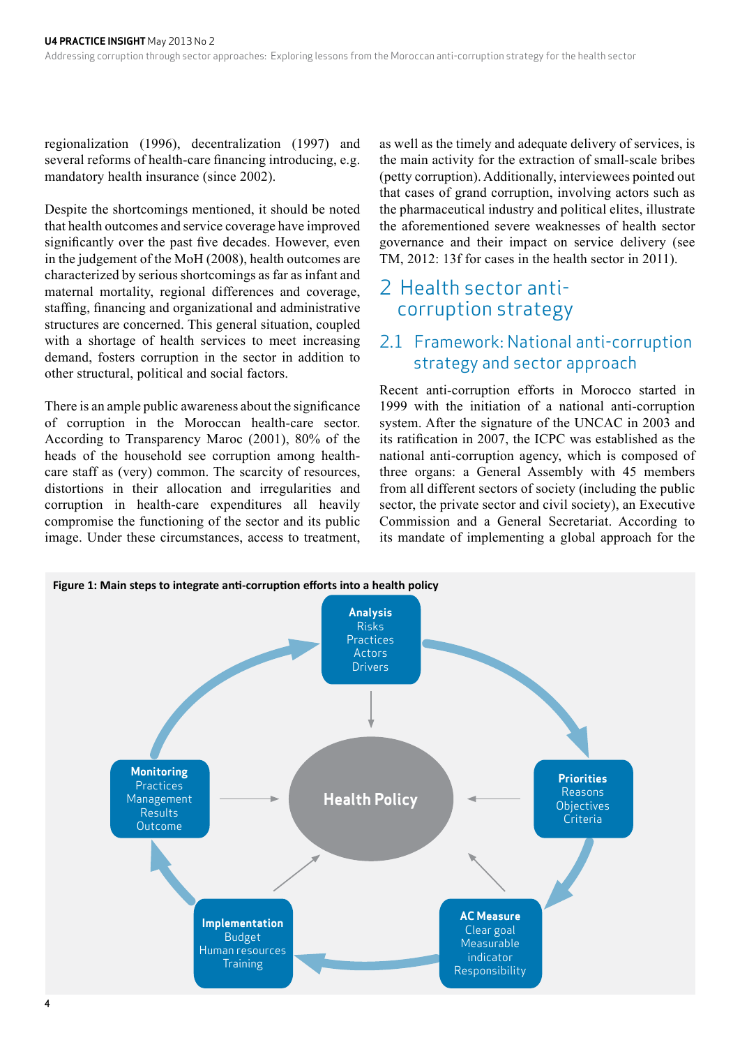regionalization (1996), decentralization (1997) and several reforms of health-care financing introducing, e.g. mandatory health insurance (since 2002).

Despite the shortcomings mentioned, it should be noted that health outcomes and service coverage have improved significantly over the past five decades. However, even in the judgement of the MoH (2008), health outcomes are characterized by serious shortcomings as far as infant and maternal mortality, regional differences and coverage, staffing, financing and organizational and administrative structures are concerned. This general situation, coupled with a shortage of health services to meet increasing demand, fosters corruption in the sector in addition to other structural, political and social factors.

There is an ample public awareness about the significance of corruption in the Moroccan health-care sector. According to Transparency Maroc (2001), 80% of the heads of the household see corruption among health-care staff as (very) common. The scarcity of resources, distortions in their allocation and irregularities and corruption in health-care expenditures all heavily compromise the functioning of the sector and its public image. Under these circumstances, access to treatment, as well as the timely and adequate delivery of services, is the main activity for the extraction of small-scale bribes (petty corruption). Additionally, interviewees pointed out that cases of grand corruption, involving actors such as the pharmaceutical industry and political elites, illustrate the aforementioned severe weaknesses of health sector governance and their impact on service delivery (see TM, 2012: 13f for cases in the health sector in 2011).

## 2 Health sector anti-corruption strategy

### 2.1 Framework: National anti-corruption strategy and sector approach

Recent anti-corruption efforts in Morocco started in 1999 with the initiation of a national anti-corruption system. After the signature of the UNCAC in 2003 and its ratification in 2007, the ICPC was established as the national anti-corruption agency, which is composed of three organs: a General Assembly with 45 members from all different sectors of society (including the public sector, the private sector and civil society), an Executive Commission and a General Secretariat. According to its mandate of implementing a global approach for the

**Figure 1: Main steps to integrate anti-corruption efforts into a health policy**

- **Analysis**: Risks, Practices, Actors, Drivers
- **Priorities**: Reasons, Objectives, Criteria
- **AC Measure**: Clear goal, Measurable indicator, Responsibility
- **Implementation**: Budget, Human resources, Training
- **Monitoring**: Practices, Management, Results, Outcome
- **Health Policy** (centre)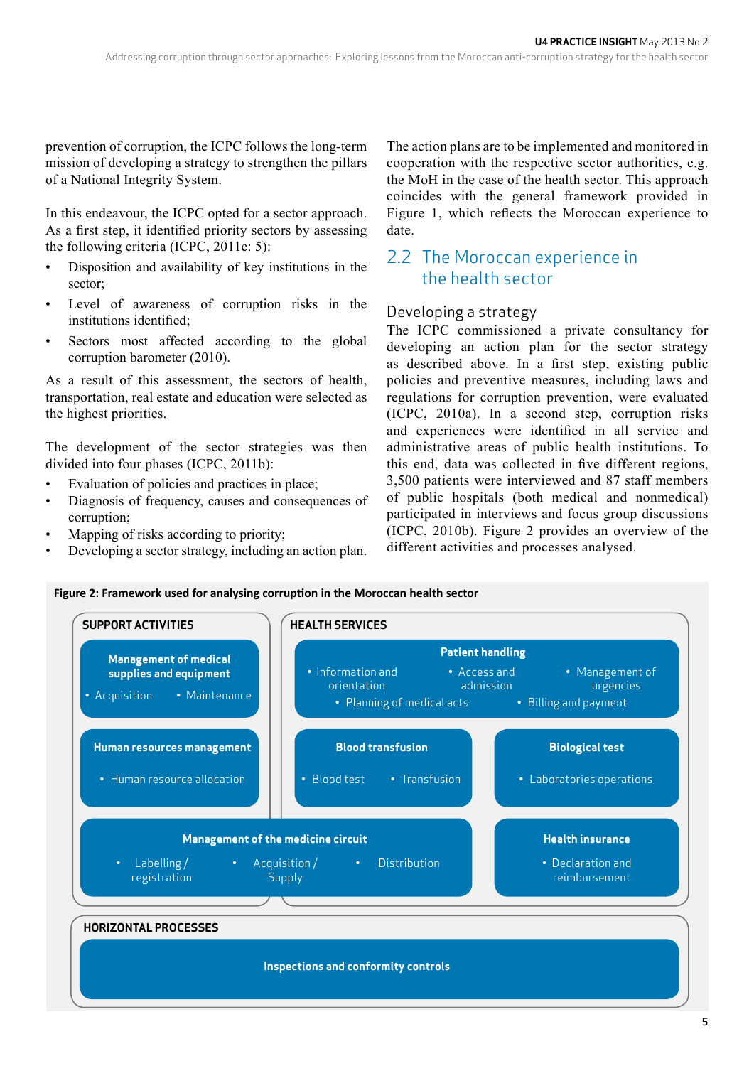prevention of corruption, the ICPC follows the long-term mission of developing a strategy to strengthen the pillars of a National Integrity System.

In this endeavour, the ICPC opted for a sector approach. As a first step, it identified priority sectors by assessing the following criteria (ICPC, 2011c: 5):

- Disposition and availability of key institutions in the sector;
- Level of awareness of corruption risks in the institutions identified;
- Sectors most affected according to the global corruption barometer (2010).

As a result of this assessment, the sectors of health, transportation, real estate and education were selected as the highest priorities.

The development of the sector strategies was then divided into four phases (ICPC, 2011b):

- Evaluation of policies and practices in place;
- Diagnosis of frequency, causes and consequences of corruption;
- Mapping of risks according to priority;
- Developing a sector strategy, including an action plan.

The action plans are to be implemented and monitored in cooperation with the respective sector authorities, e.g. the MoH in the case of the health sector. This approach coincides with the general framework provided in Figure 1, which reflects the Moroccan experience to date.

## 2.2 The Moroccan experience in the health sector

### Developing a strategy

The ICPC commissioned a private consultancy for developing an action plan for the sector strategy as described above. In a first step, existing public policies and preventive measures, including laws and regulations for corruption prevention, were evaluated (ICPC, 2010a). In a second step, corruption risks and experiences were identified in all service and administrative areas of public health institutions. To this end, data was collected in five different regions, 3,500 patients were interviewed and 87 staff members of public hospitals (both medical and nonmedical) participated in interviews and focus group discussions (ICPC, 2010b). Figure 2 provides an overview of the different activities and processes analysed.

**Figure 2: Framework used for analysing corruption in the Moroccan health sector**

**SUPPORT ACTIVITIES**

- **Management of medical supplies and equipment**
  - Acquisition
  - Maintenance
- **Human resources management**
  - Human resource allocation

**HEALTH SERVICES**

- **Patient handling**
  - Information and orientation
  - Access and admission
  - Management of urgencies
  - Planning of medical acts
  - Billing and payment
- **Blood transfusion**
  - Blood test
  - Transfusion
- **Biological test**
  - Laboratories operations
- **Management of the medicine circuit**
  - Labelling / registration
  - Acquisition / Supply
  - Distribution
- **Health insurance**
  - Declaration and reimbursement

**HORIZONTAL PROCESSES**

- **Inspections and conformity controls**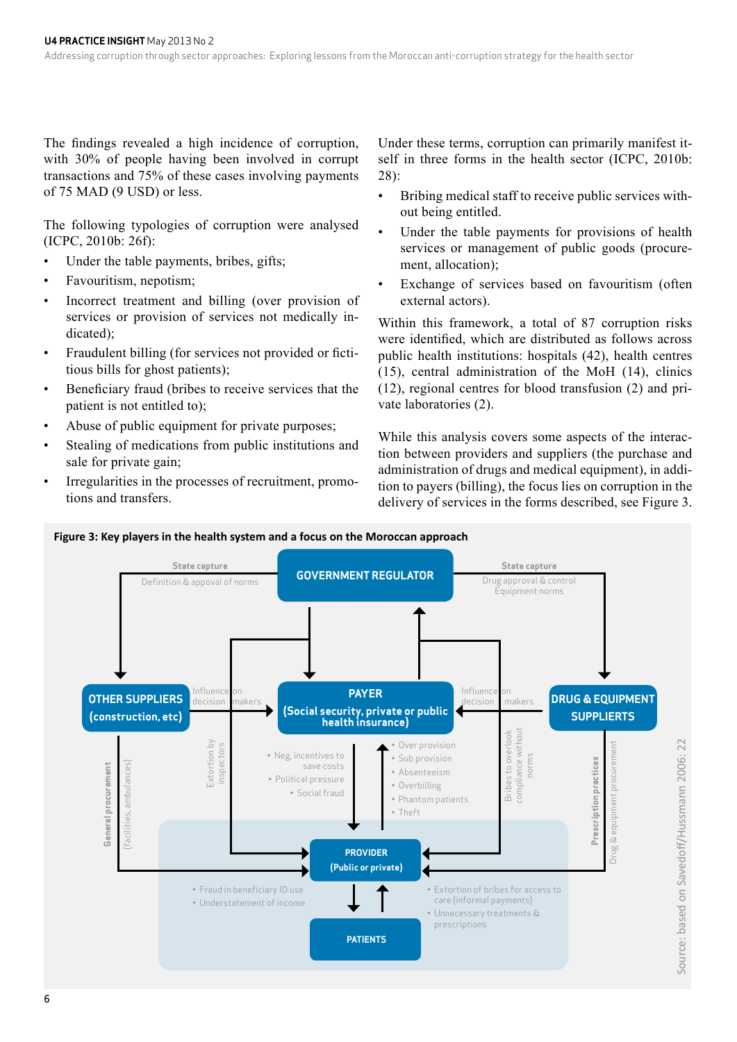The findings revealed a high incidence of corruption, with 30% of people having been involved in corrupt transactions and 75% of these cases involving payments of 75 MAD (9 USD) or less.

The following typologies of corruption were analysed (ICPC, 2010b: 26f):

- Under the table payments, bribes, gifts;
- Favouritism, nepotism;
- Incorrect treatment and billing (over provision of services or provision of services not medically indicated);
- Fraudulent billing (for services not provided or fictitious bills for ghost patients);
- Beneficiary fraud (bribes to receive services that the patient is not entitled to);
- Abuse of public equipment for private purposes;
- Stealing of medications from public institutions and sale for private gain;
- Irregularities in the processes of recruitment, promotions and transfers.

Under these terms, corruption can primarily manifest itself in three forms in the health sector (ICPC, 2010b: 28):

- Bribing medical staff to receive public services without being entitled.
- Under the table payments for provisions of health services or management of public goods (procurement, allocation);
- Exchange of services based on favouritism (often external actors).

Within this framework, a total of 87 corruption risks were identified, which are distributed as follows across public health institutions: hospitals (42), health centres (15), central administration of the MoH (14), clinics (12), regional centres for blood transfusion (2) and private laboratories (2).

While this analysis covers some aspects of the interaction between providers and suppliers (the purchase and administration of drugs and medical equipment), in addition to payers (billing), the focus lies on corruption in the delivery of services in the forms described, see Figure 3.

**Figure 3: Key players in the health system and a focus on the Moroccan approach**

Source: based on Savedoff/Hussmann 2006: 22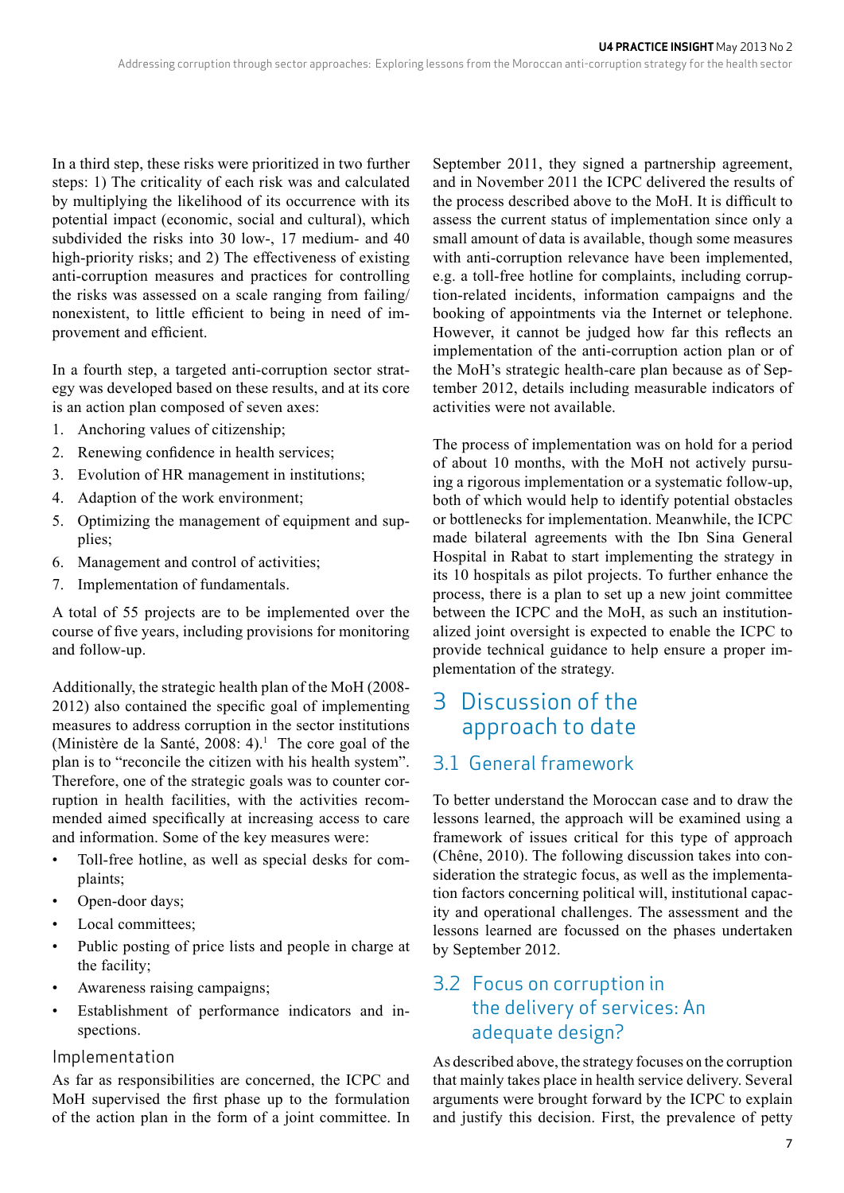In a third step, these risks were prioritized in two further steps: 1) The criticality of each risk was and calculated by multiplying the likelihood of its occurrence with its potential impact (economic, social and cultural), which subdivided the risks into 30 low-, 17 medium- and 40 high-priority risks; and 2) The effectiveness of existing anti-corruption measures and practices for controlling the risks was assessed on a scale ranging from failing/nonexistent, to little efficient to being in need of improvement and efficient.

In a fourth step, a targeted anti-corruption sector strategy was developed based on these results, and at its core is an action plan composed of seven axes:

1. Anchoring values of citizenship;
2. Renewing confidence in health services;
3. Evolution of HR management in institutions;
4. Adaption of the work environment;
5. Optimizing the management of equipment and supplies;
6. Management and control of activities;
7. Implementation of fundamentals.

A total of 55 projects are to be implemented over the course of five years, including provisions for monitoring and follow-up.

Additionally, the strategic health plan of the MoH (2008-2012) also contained the specific goal of implementing measures to address corruption in the sector institutions (Ministère de la Santé, 2008: 4).[1] The core goal of the plan is to "reconcile the citizen with his health system". Therefore, one of the strategic goals was to counter corruption in health facilities, with the activities recommended aimed specifically at increasing access to care and information. Some of the key measures were:

- Toll-free hotline, as well as special desks for complaints;
- Open-door days;
- Local committees;
- Public posting of price lists and people in charge at the facility;
- Awareness raising campaigns;
- Establishment of performance indicators and inspections.

### Implementation

As far as responsibilities are concerned, the ICPC and MoH supervised the first phase up to the formulation of the action plan in the form of a joint committee. In September 2011, they signed a partnership agreement, and in November 2011 the ICPC delivered the results of the process described above to the MoH. It is difficult to assess the current status of implementation since only a small amount of data is available, though some measures with anti-corruption relevance have been implemented, e.g. a toll-free hotline for complaints, including corruption-related incidents, information campaigns and the booking of appointments via the Internet or telephone. However, it cannot be judged how far this reflects an implementation of the anti-corruption action plan or of the MoH's strategic health-care plan because as of September 2012, details including measurable indicators of activities were not available.

The process of implementation was on hold for a period of about 10 months, with the MoH not actively pursuing a rigorous implementation or a systematic follow-up, both of which would help to identify potential obstacles or bottlenecks for implementation. Meanwhile, the ICPC made bilateral agreements with the Ibn Sina General Hospital in Rabat to start implementing the strategy in its 10 hospitals as pilot projects. To further enhance the process, there is a plan to set up a new joint committee between the ICPC and the MoH, as such an institutionalized joint oversight is expected to enable the ICPC to provide technical guidance to help ensure a proper implementation of the strategy.

# 3 Discussion of the approach to date

## 3.1 General framework

To better understand the Moroccan case and to draw the lessons learned, the approach will be examined using a framework of issues critical for this type of approach (Chêne, 2010). The following discussion takes into consideration the strategic focus, as well as the implementation factors concerning political will, institutional capacity and operational challenges. The assessment and the lessons learned are focussed on the phases undertaken by September 2012.

## 3.2 Focus on corruption in the delivery of services: An adequate design?

As described above, the strategy focuses on the corruption that mainly takes place in health service delivery. Several arguments were brought forward by the ICPC to explain and justify this decision. First, the prevalence of petty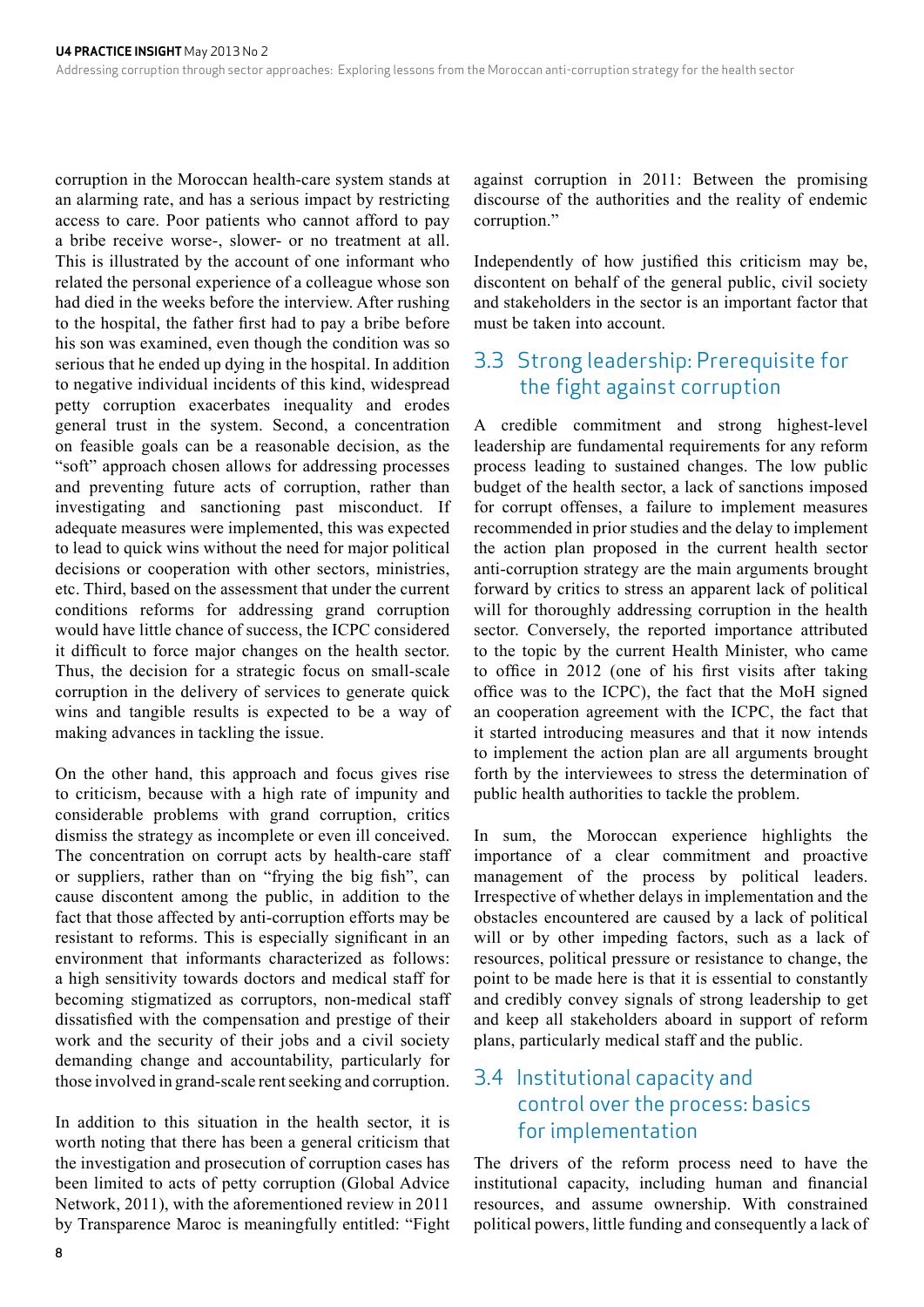corruption in the Moroccan health-care system stands at an alarming rate, and has a serious impact by restricting access to care. Poor patients who cannot afford to pay a bribe receive worse-, slower- or no treatment at all. This is illustrated by the account of one informant who related the personal experience of a colleague whose son had died in the weeks before the interview. After rushing to the hospital, the father first had to pay a bribe before his son was examined, even though the condition was so serious that he ended up dying in the hospital. In addition to negative individual incidents of this kind, widespread petty corruption exacerbates inequality and erodes general trust in the system. Second, a concentration on feasible goals can be a reasonable decision, as the "soft" approach chosen allows for addressing processes and preventing future acts of corruption, rather than investigating and sanctioning past misconduct. If adequate measures were implemented, this was expected to lead to quick wins without the need for major political decisions or cooperation with other sectors, ministries, etc. Third, based on the assessment that under the current conditions reforms for addressing grand corruption would have little chance of success, the ICPC considered it difficult to force major changes on the health sector. Thus, the decision for a strategic focus on small-scale corruption in the delivery of services to generate quick wins and tangible results is expected to be a way of making advances in tackling the issue.

On the other hand, this approach and focus gives rise to criticism, because with a high rate of impunity and considerable problems with grand corruption, critics dismiss the strategy as incomplete or even ill conceived. The concentration on corrupt acts by health-care staff or suppliers, rather than on "frying the big fish", can cause discontent among the public, in addition to the fact that those affected by anti-corruption efforts may be resistant to reforms. This is especially significant in an environment that informants characterized as follows: a high sensitivity towards doctors and medical staff for becoming stigmatized as corruptors, non-medical staff dissatisfied with the compensation and prestige of their work and the security of their jobs and a civil society demanding change and accountability, particularly for those involved in grand-scale rent seeking and corruption.

In addition to this situation in the health sector, it is worth noting that there has been a general criticism that the investigation and prosecution of corruption cases has been limited to acts of petty corruption (Global Advice Network, 2011), with the aforementioned review in 2011 by Transparence Maroc is meaningfully entitled: "Fight against corruption in 2011: Between the promising discourse of the authorities and the reality of endemic corruption."

Independently of how justified this criticism may be, discontent on behalf of the general public, civil society and stakeholders in the sector is an important factor that must be taken into account.

## 3.3 Strong leadership: Prerequisite for the fight against corruption

A credible commitment and strong highest-level leadership are fundamental requirements for any reform process leading to sustained changes. The low public budget of the health sector, a lack of sanctions imposed for corrupt offenses, a failure to implement measures recommended in prior studies and the delay to implement the action plan proposed in the current health sector anti-corruption strategy are the main arguments brought forward by critics to stress an apparent lack of political will for thoroughly addressing corruption in the health sector. Conversely, the reported importance attributed to the topic by the current Health Minister, who came to office in 2012 (one of his first visits after taking office was to the ICPC), the fact that the MoH signed an cooperation agreement with the ICPC, the fact that it started introducing measures and that it now intends to implement the action plan are all arguments brought forth by the interviewees to stress the determination of public health authorities to tackle the problem.

In sum, the Moroccan experience highlights the importance of a clear commitment and proactive management of the process by political leaders. Irrespective of whether delays in implementation and the obstacles encountered are caused by a lack of political will or by other impeding factors, such as a lack of resources, political pressure or resistance to change, the point to be made here is that it is essential to constantly and credibly convey signals of strong leadership to get and keep all stakeholders aboard in support of reform plans, particularly medical staff and the public.

## 3.4 Institutional capacity and control over the process: basics for implementation

The drivers of the reform process need to have the institutional capacity, including human and financial resources, and assume ownership. With constrained political powers, little funding and consequently a lack of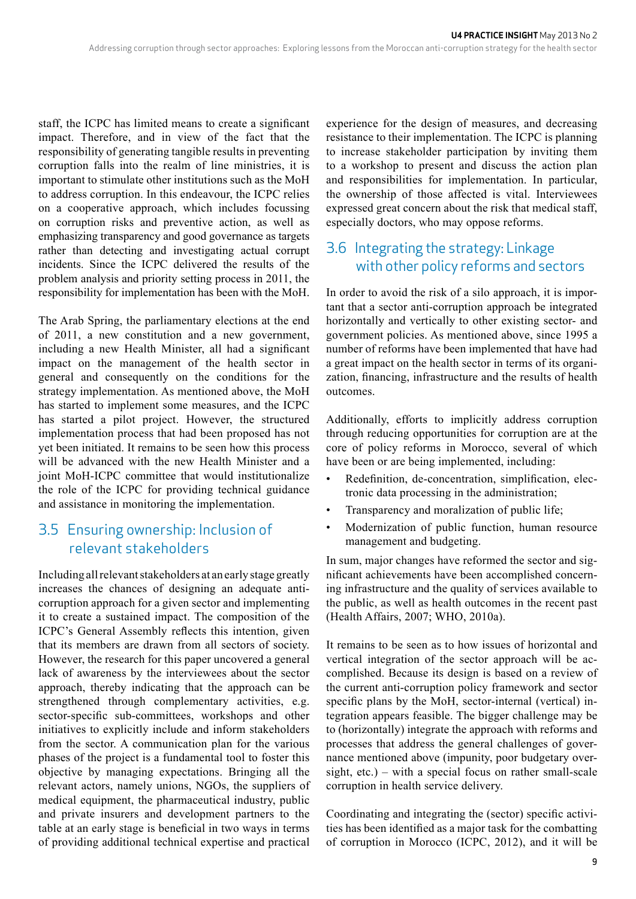staff, the ICPC has limited means to create a significant impact. Therefore, and in view of the fact that the responsibility of generating tangible results in preventing corruption falls into the realm of line ministries, it is important to stimulate other institutions such as the MoH to address corruption. In this endeavour, the ICPC relies on a cooperative approach, which includes focussing on corruption risks and preventive action, as well as emphasizing transparency and good governance as targets rather than detecting and investigating actual corrupt incidents. Since the ICPC delivered the results of the problem analysis and priority setting process in 2011, the responsibility for implementation has been with the MoH.

The Arab Spring, the parliamentary elections at the end of 2011, a new constitution and a new government, including a new Health Minister, all had a significant impact on the management of the health sector in general and consequently on the conditions for the strategy implementation. As mentioned above, the MoH has started to implement some measures, and the ICPC has started a pilot project. However, the structured implementation process that had been proposed has not yet been initiated. It remains to be seen how this process will be advanced with the new Health Minister and a joint MoH-ICPC committee that would institutionalize the role of the ICPC for providing technical guidance and assistance in monitoring the implementation.

## 3.5 Ensuring ownership: Inclusion of relevant stakeholders

Including all relevant stakeholders at an early stage greatly increases the chances of designing an adequate anti-corruption approach for a given sector and implementing it to create a sustained impact. The composition of the ICPC's General Assembly reflects this intention, given that its members are drawn from all sectors of society. However, the research for this paper uncovered a general lack of awareness by the interviewees about the sector approach, thereby indicating that the approach can be strengthened through complementary activities, e.g. sector-specific sub-committees, workshops and other initiatives to explicitly include and inform stakeholders from the sector. A communication plan for the various phases of the project is a fundamental tool to foster this objective by managing expectations. Bringing all the relevant actors, namely unions, NGOs, the suppliers of medical equipment, the pharmaceutical industry, public and private insurers and development partners to the table at an early stage is beneficial in two ways in terms of providing additional technical expertise and practical experience for the design of measures, and decreasing resistance to their implementation. The ICPC is planning to increase stakeholder participation by inviting them to a workshop to present and discuss the action plan and responsibilities for implementation. In particular, the ownership of those affected is vital. Interviewees expressed great concern about the risk that medical staff, especially doctors, who may oppose reforms.

## 3.6 Integrating the strategy: Linkage with other policy reforms and sectors

In order to avoid the risk of a silo approach, it is important that a sector anti-corruption approach be integrated horizontally and vertically to other existing sector- and government policies. As mentioned above, since 1995 a number of reforms have been implemented that have had a great impact on the health sector in terms of its organization, financing, infrastructure and the results of health outcomes.

Additionally, efforts to implicitly address corruption through reducing opportunities for corruption are at the core of policy reforms in Morocco, several of which have been or are being implemented, including:

- Redefinition, de-concentration, simplification, electronic data processing in the administration;
- Transparency and moralization of public life;
- Modernization of public function, human resource management and budgeting.

In sum, major changes have reformed the sector and significant achievements have been accomplished concerning infrastructure and the quality of services available to the public, as well as health outcomes in the recent past (Health Affairs, 2007; WHO, 2010a).

It remains to be seen as to how issues of horizontal and vertical integration of the sector approach will be accomplished. Because its design is based on a review of the current anti-corruption policy framework and sector specific plans by the MoH, sector-internal (vertical) integration appears feasible. The bigger challenge may be to (horizontally) integrate the approach with reforms and processes that address the general challenges of governance mentioned above (impunity, poor budgetary oversight, etc.) – with a special focus on rather small-scale corruption in health service delivery.

Coordinating and integrating the (sector) specific activities has been identified as a major task for the combatting of corruption in Morocco (ICPC, 2012), and it will be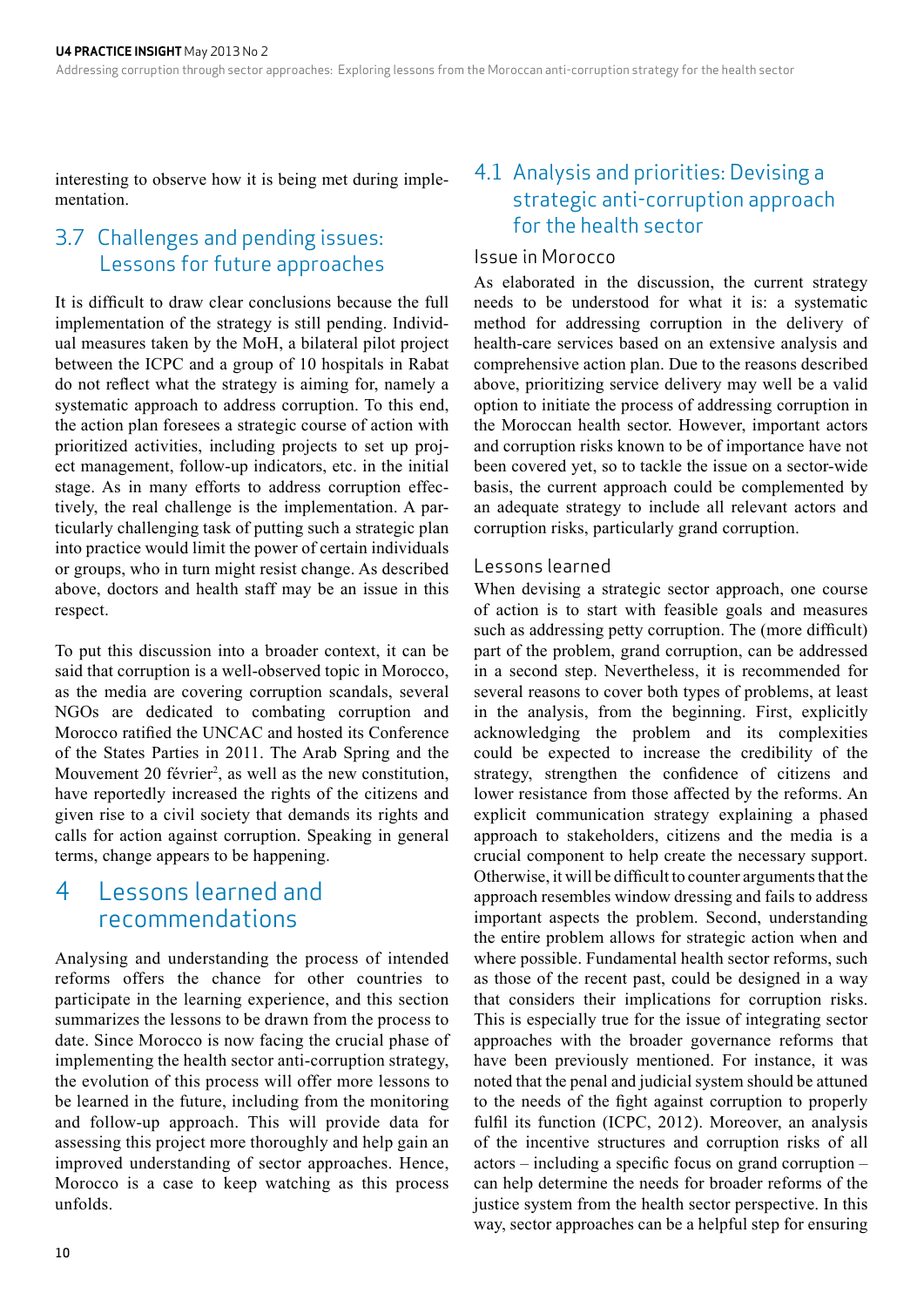interesting to observe how it is being met during implementation.

## 3.7 Challenges and pending issues: Lessons for future approaches

It is difficult to draw clear conclusions because the full implementation of the strategy is still pending. Individual measures taken by the MoH, a bilateral pilot project between the ICPC and a group of 10 hospitals in Rabat do not reflect what the strategy is aiming for, namely a systematic approach to address corruption. To this end, the action plan foresees a strategic course of action with prioritized activities, including projects to set up project management, follow-up indicators, etc. in the initial stage. As in many efforts to address corruption effectively, the real challenge is the implementation. A particularly challenging task of putting such a strategic plan into practice would limit the power of certain individuals or groups, who in turn might resist change. As described above, doctors and health staff may be an issue in this respect.

To put this discussion into a broader context, it can be said that corruption is a well-observed topic in Morocco, as the media are covering corruption scandals, several NGOs are dedicated to combating corruption and Morocco ratified the UNCAC and hosted its Conference of the States Parties in 2011. The Arab Spring and the Mouvement 20 février[2], as well as the new constitution, have reportedly increased the rights of the citizens and given rise to a civil society that demands its rights and calls for action against corruption. Speaking in general terms, change appears to be happening.

# 4 Lessons learned and recommendations

Analysing and understanding the process of intended reforms offers the chance for other countries to participate in the learning experience, and this section summarizes the lessons to be drawn from the process to date. Since Morocco is now facing the crucial phase of implementing the health sector anti-corruption strategy, the evolution of this process will offer more lessons to be learned in the future, including from the monitoring and follow-up approach. This will provide data for assessing this project more thoroughly and help gain an improved understanding of sector approaches. Hence, Morocco is a case to keep watching as this process unfolds.

## 4.1 Analysis and priorities: Devising a strategic anti-corruption approach for the health sector

### Issue in Morocco

As elaborated in the discussion, the current strategy needs to be understood for what it is: a systematic method for addressing corruption in the delivery of health-care services based on an extensive analysis and comprehensive action plan. Due to the reasons described above, prioritizing service delivery may well be a valid option to initiate the process of addressing corruption in the Moroccan health sector. However, important actors and corruption risks known to be of importance have not been covered yet, so to tackle the issue on a sector-wide basis, the current approach could be complemented by an adequate strategy to include all relevant actors and corruption risks, particularly grand corruption.

### Lessons learned

When devising a strategic sector approach, one course of action is to start with feasible goals and measures such as addressing petty corruption. The (more difficult) part of the problem, grand corruption, can be addressed in a second step. Nevertheless, it is recommended for several reasons to cover both types of problems, at least in the analysis, from the beginning. First, explicitly acknowledging the problem and its complexities could be expected to increase the credibility of the strategy, strengthen the confidence of citizens and lower resistance from those affected by the reforms. An explicit communication strategy explaining a phased approach to stakeholders, citizens and the media is a crucial component to help create the necessary support. Otherwise, it will be difficult to counter arguments that the approach resembles window dressing and fails to address important aspects the problem. Second, understanding the entire problem allows for strategic action when and where possible. Fundamental health sector reforms, such as those of the recent past, could be designed in a way that considers their implications for corruption risks. This is especially true for the issue of integrating sector approaches with the broader governance reforms that have been previously mentioned. For instance, it was noted that the penal and judicial system should be attuned to the needs of the fight against corruption to properly fulfil its function (ICPC, 2012). Moreover, an analysis of the incentive structures and corruption risks of all actors – including a specific focus on grand corruption – can help determine the needs for broader reforms of the justice system from the health sector perspective. In this way, sector approaches can be a helpful step for ensuring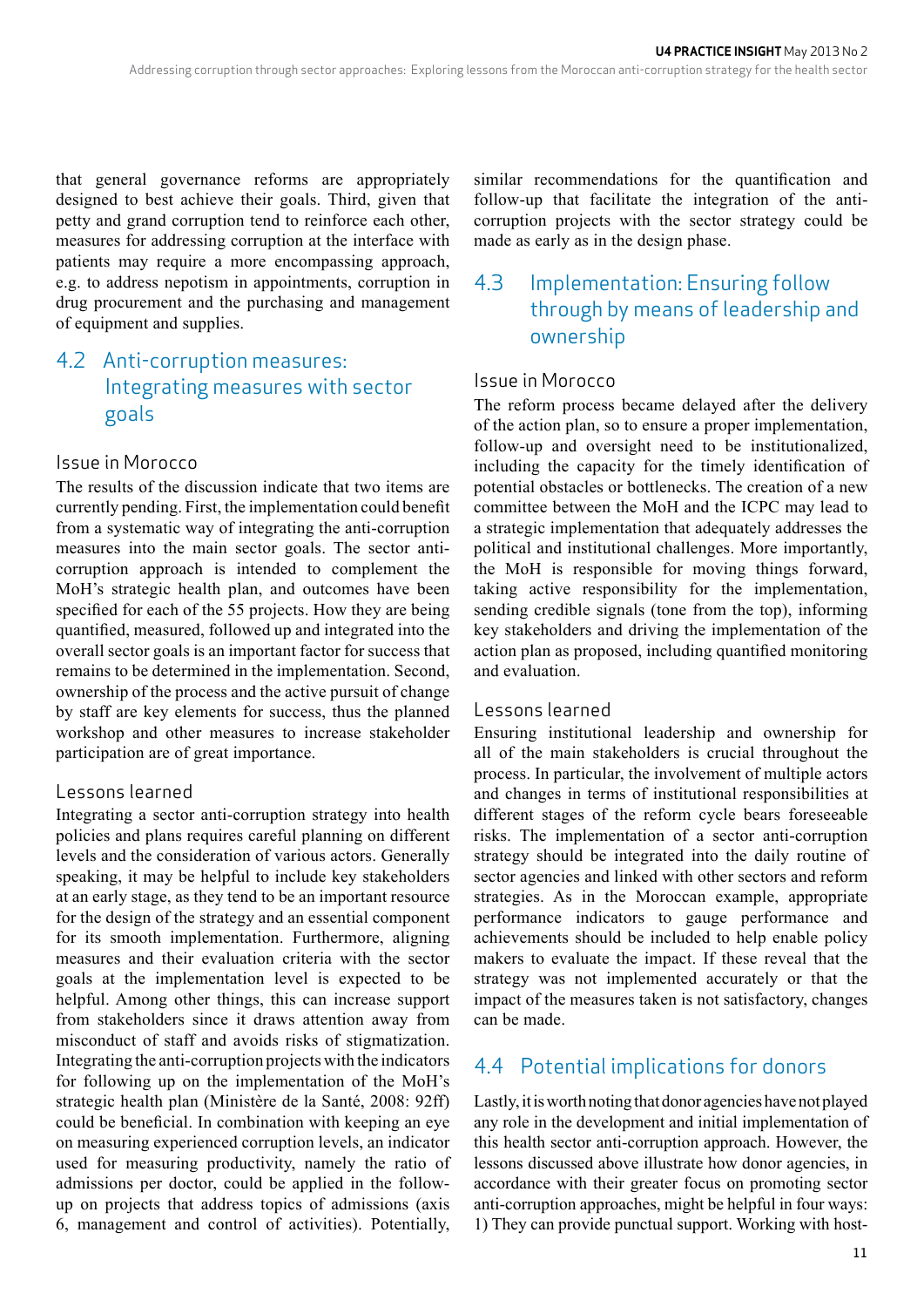that general governance reforms are appropriately designed to best achieve their goals. Third, given that petty and grand corruption tend to reinforce each other, measures for addressing corruption at the interface with patients may require a more encompassing approach, e.g. to address nepotism in appointments, corruption in drug procurement and the purchasing and management of equipment and supplies.

## 4.2 Anti-corruption measures: Integrating measures with sector goals

### Issue in Morocco

The results of the discussion indicate that two items are currently pending. First, the implementation could benefit from a systematic way of integrating the anti-corruption measures into the main sector goals. The sector anti-corruption approach is intended to complement the MoH's strategic health plan, and outcomes have been specified for each of the 55 projects. How they are being quantified, measured, followed up and integrated into the overall sector goals is an important factor for success that remains to be determined in the implementation. Second, ownership of the process and the active pursuit of change by staff are key elements for success, thus the planned workshop and other measures to increase stakeholder participation are of great importance.

### Lessons learned

Integrating a sector anti-corruption strategy into health policies and plans requires careful planning on different levels and the consideration of various actors. Generally speaking, it may be helpful to include key stakeholders at an early stage, as they tend to be an important resource for the design of the strategy and an essential component for its smooth implementation. Furthermore, aligning measures and their evaluation criteria with the sector goals at the implementation level is expected to be helpful. Among other things, this can increase support from stakeholders since it draws attention away from misconduct of staff and avoids risks of stigmatization. Integrating the anti-corruption projects with the indicators for following up on the implementation of the MoH's strategic health plan (Ministère de la Santé, 2008: 92ff) could be beneficial. In combination with keeping an eye on measuring experienced corruption levels, an indicator used for measuring productivity, namely the ratio of admissions per doctor, could be applied in the follow-up on projects that address topics of admissions (axis 6, management and control of activities). Potentially, similar recommendations for the quantification and follow-up that facilitate the integration of the anti-corruption projects with the sector strategy could be made as early as in the design phase.

## 4.3 Implementation: Ensuring follow through by means of leadership and ownership

### Issue in Morocco

The reform process became delayed after the delivery of the action plan, so to ensure a proper implementation, follow-up and oversight need to be institutionalized, including the capacity for the timely identification of potential obstacles or bottlenecks. The creation of a new committee between the MoH and the ICPC may lead to a strategic implementation that adequately addresses the political and institutional challenges. More importantly, the MoH is responsible for moving things forward, taking active responsibility for the implementation, sending credible signals (tone from the top), informing key stakeholders and driving the implementation of the action plan as proposed, including quantified monitoring and evaluation.

### Lessons learned

Ensuring institutional leadership and ownership for all of the main stakeholders is crucial throughout the process. In particular, the involvement of multiple actors and changes in terms of institutional responsibilities at different stages of the reform cycle bears foreseeable risks. The implementation of a sector anti-corruption strategy should be integrated into the daily routine of sector agencies and linked with other sectors and reform strategies. As in the Moroccan example, appropriate performance indicators to gauge performance and achievements should be included to help enable policy makers to evaluate the impact. If these reveal that the strategy was not implemented accurately or that the impact of the measures taken is not satisfactory, changes can be made.

## 4.4 Potential implications for donors

Lastly, it is worth noting that donor agencies have not played any role in the development and initial implementation of this health sector anti-corruption approach. However, the lessons discussed above illustrate how donor agencies, in accordance with their greater focus on promoting sector anti-corruption approaches, might be helpful in four ways: 1) They can provide punctual support. Working with host-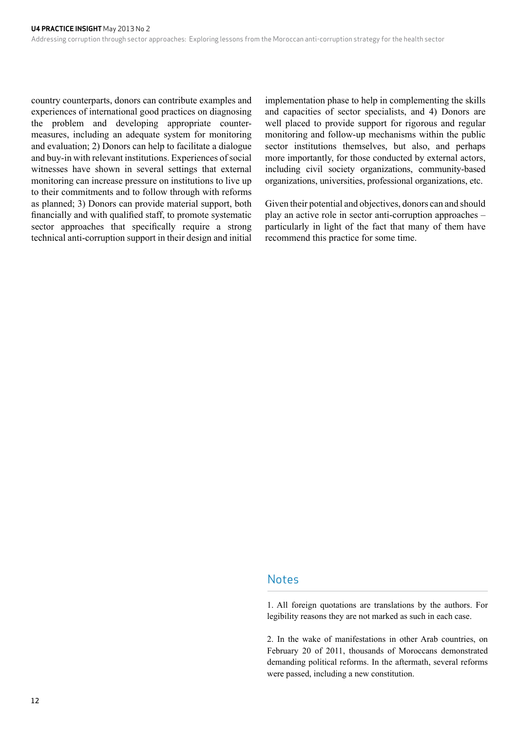country counterparts, donors can contribute examples and experiences of international good practices on diagnosing the problem and developing appropriate counter-measures, including an adequate system for monitoring and evaluation; 2) Donors can help to facilitate a dialogue and buy-in with relevant institutions. Experiences of social witnesses have shown in several settings that external monitoring can increase pressure on institutions to live up to their commitments and to follow through with reforms as planned; 3) Donors can provide material support, both financially and with qualified staff, to promote systematic sector approaches that specifically require a strong technical anti-corruption support in their design and initial implementation phase to help in complementing the skills and capacities of sector specialists, and 4) Donors are well placed to provide support for rigorous and regular monitoring and follow-up mechanisms within the public sector institutions themselves, but also, and perhaps more importantly, for those conducted by external actors, including civil society organizations, community-based organizations, universities, professional organizations, etc.

Given their potential and objectives, donors can and should play an active role in sector anti-corruption approaches – particularly in light of the fact that many of them have recommend this practice for some time.

## Notes

1. All foreign quotations are translations by the authors. For legibility reasons they are not marked as such in each case.

2. In the wake of manifestations in other Arab countries, on February 20 of 2011, thousands of Moroccans demonstrated demanding political reforms. In the aftermath, several reforms were passed, including a new constitution.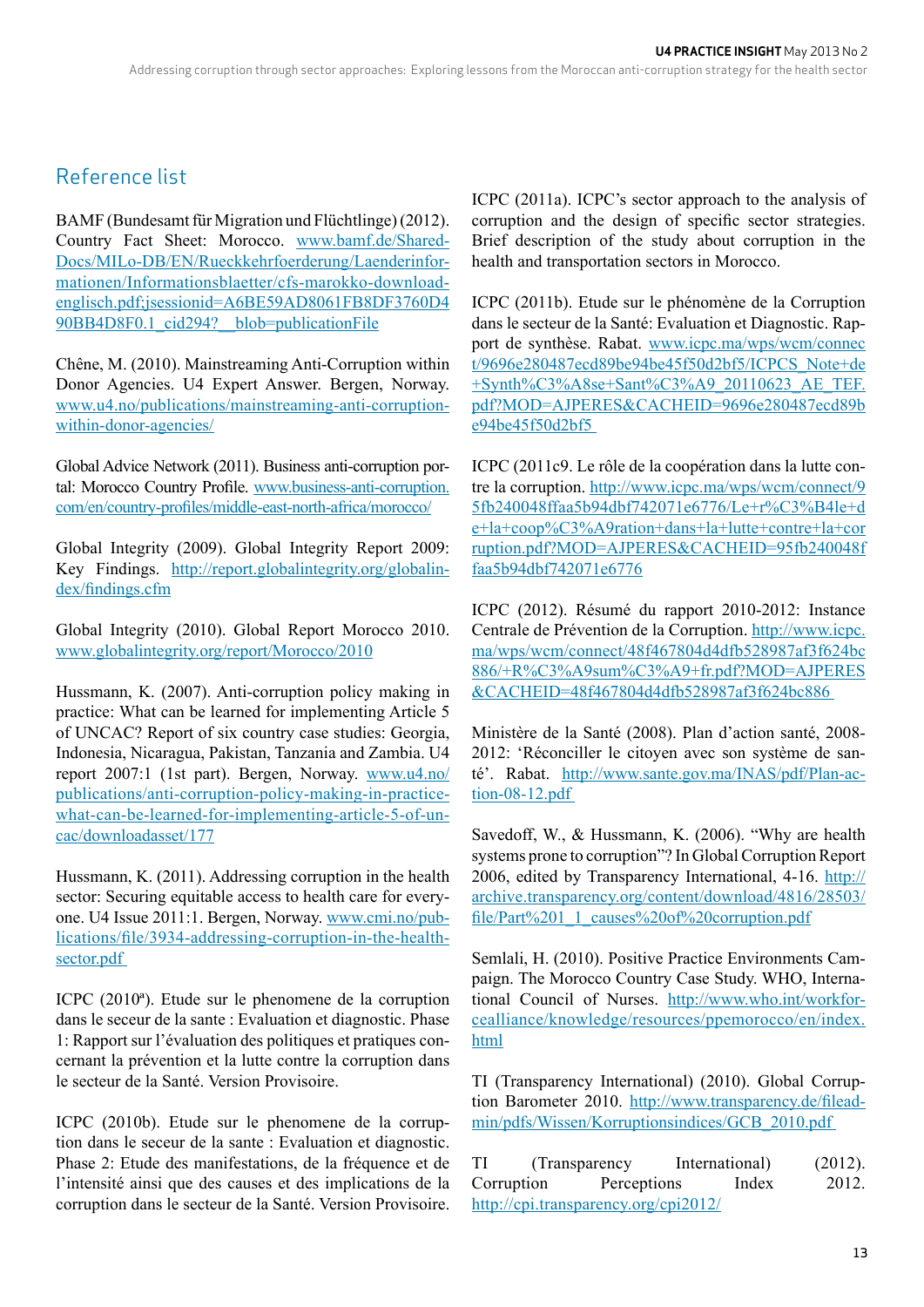## Reference list

BAMF (Bundesamt für Migration und Flüchtlinge) (2012). Country Fact Sheet: Morocco. www.bamf.de/SharedDocs/MILo-DB/EN/Rueckkehrfoerderung/Laenderinformationen/Informationsblaetter/cfs-marokko-download-englisch.pdf;jsessionid=A6BE59AD8061FB8DF3760D490BB4D8F0.1_cid294?__blob=publicationFile

Chêne, M. (2010). Mainstreaming Anti-Corruption within Donor Agencies. U4 Expert Answer. Bergen, Norway. www.u4.no/publications/mainstreaming-anti-corruption-within-donor-agencies/

Global Advice Network (2011). Business anti-corruption portal: Morocco Country Profile. www.business-anti-corruption.com/en/country-profiles/middle-east-north-africa/morocco/

Global Integrity (2009). Global Integrity Report 2009: Key Findings. http://report.globalintegrity.org/globalindex/findings.cfm

Global Integrity (2010). Global Report Morocco 2010. www.globalintegrity.org/report/Morocco/2010

Hussmann, K. (2007). Anti-corruption policy making in practice: What can be learned for implementing Article 5 of UNCAC? Report of six country case studies: Georgia, Indonesia, Nicaragua, Pakistan, Tanzania and Zambia. U4 report 2007:1 (1st part). Bergen, Norway. www.u4.no/publications/anti-corruption-policy-making-in-practice-what-can-be-learned-for-implementing-article-5-of-uncac/downloadasset/177

Hussmann, K. (2011). Addressing corruption in the health sector: Securing equitable access to health care for everyone. U4 Issue 2011:1. Bergen, Norway. www.cmi.no/publications/file/3934-addressing-corruption-in-the-health-sector.pdf

ICPC (2010[a]). Etude sur le phenomene de la corruption dans le seceur de la sante : Evaluation et diagnostic. Phase 1: Rapport sur l'évaluation des politiques et pratiques concernant la prévention et la lutte contre la corruption dans le secteur de la Santé. Version Provisoire.

ICPC (2010b). Etude sur le phenomene de la corruption dans le seceur de la sante : Evaluation et diagnostic. Phase 2: Etude des manifestations, de la fréquence et de l'intensité ainsi que des causes et des implications de la corruption dans le secteur de la Santé. Version Provisoire.

ICPC (2011a). ICPC's sector approach to the analysis of corruption and the design of specific sector strategies. Brief description of the study about corruption in the health and transportation sectors in Morocco.

ICPC (2011b). Etude sur le phénomène de la Corruption dans le secteur de la Santé: Evaluation et Diagnostic. Rapport de synthèse. Rabat. www.icpc.ma/wps/wcm/connect/9696e280487ecd89be94be45f50d2bf5/ICPCS_Note+de+Synth%C3%A8se+Sant%C3%A9_20110623_AE_TEF.pdf?MOD=AJPERES&CACHEID=9696e280487ecd89be94be45f50d2bf5

ICPC (2011c9. Le rôle de la coopération dans la lutte contre la corruption. http://www.icpc.ma/wps/wcm/connect/95fb240048ffaa5b94dbf742071e6776/Le+r%C3%B4le+de+la+coop%C3%A9ration+dans+la+lutte+contre+la+corruption.pdf?MOD=AJPERES&CACHEID=95fb240048ffaa5b94dbf742071e6776

ICPC (2012). Résumé du rapport 2010-2012: Instance Centrale de Prévention de la Corruption. http://www.icpc.ma/wps/wcm/connect/48f467804d4dfb528987af3f624bc886/+R%C3%A9sum%C3%A9+fr.pdf?MOD=AJPERES&CACHEID=48f467804d4dfb528987af3f624bc886

Ministère de la Santé (2008). Plan d'action santé, 2008-2012: 'Réconciller le citoyen avec son système de santé'. Rabat. http://www.sante.gov.ma/INAS/pdf/Plan-action-08-12.pdf

Savedoff, W., & Hussmann, K. (2006). "Why are health systems prone to corruption"? In Global Corruption Report 2006, edited by Transparency International, 4-16. http://archive.transparency.org/content/download/4816/28503/file/Part%201_1_causes%20of%20corruption.pdf

Semlali, H. (2010). Positive Practice Environments Campaign. The Morocco Country Case Study. WHO, International Council of Nurses. http://www.who.int/workforcealliance/knowledge/resources/ppemorocco/en/index.html

TI (Transparency International) (2010). Global Corruption Barometer 2010. http://www.transparency.de/fileadmin/pdfs/Wissen/Korruptionsindices/GCB_2010.pdf

TI (Transparency International) (2012). Corruption Perceptions Index 2012. http://cpi.transparency.org/cpi2012/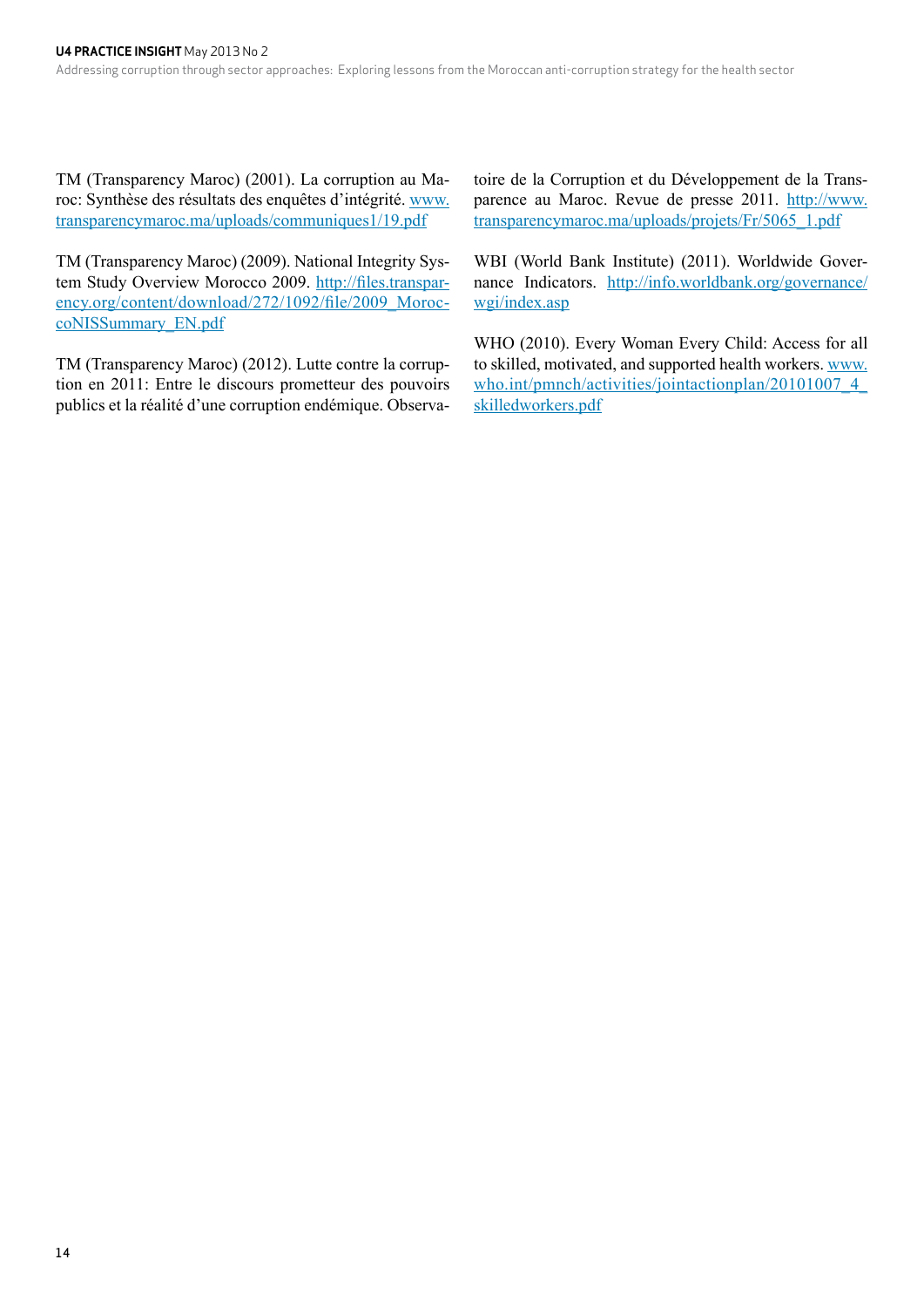TM (Transparency Maroc) (2001). La corruption au Maroc: Synthèse des résultats des enquêtes d'intégrité. www.transparencymaroc.ma/uploads/communiques1/19.pdf

TM (Transparency Maroc) (2009). National Integrity System Study Overview Morocco 2009. http://files.transparency.org/content/download/272/1092/file/2009_MoroccoNISSummary_EN.pdf

TM (Transparency Maroc) (2012). Lutte contre la corruption en 2011: Entre le discours prometteur des pouvoirs publics et la réalité d'une corruption endémique. Observatoire de la Corruption et du Développement de la Transparence au Maroc. Revue de presse 2011. http://www.transparencymaroc.ma/uploads/projets/Fr/5065_1.pdf

WBI (World Bank Institute) (2011). Worldwide Governance Indicators. http://info.worldbank.org/governance/wgi/index.asp

WHO (2010). Every Woman Every Child: Access for all to skilled, motivated, and supported health workers. www.who.int/pmnch/activities/jointactionplan/20101007_4_skilledworkers.pdf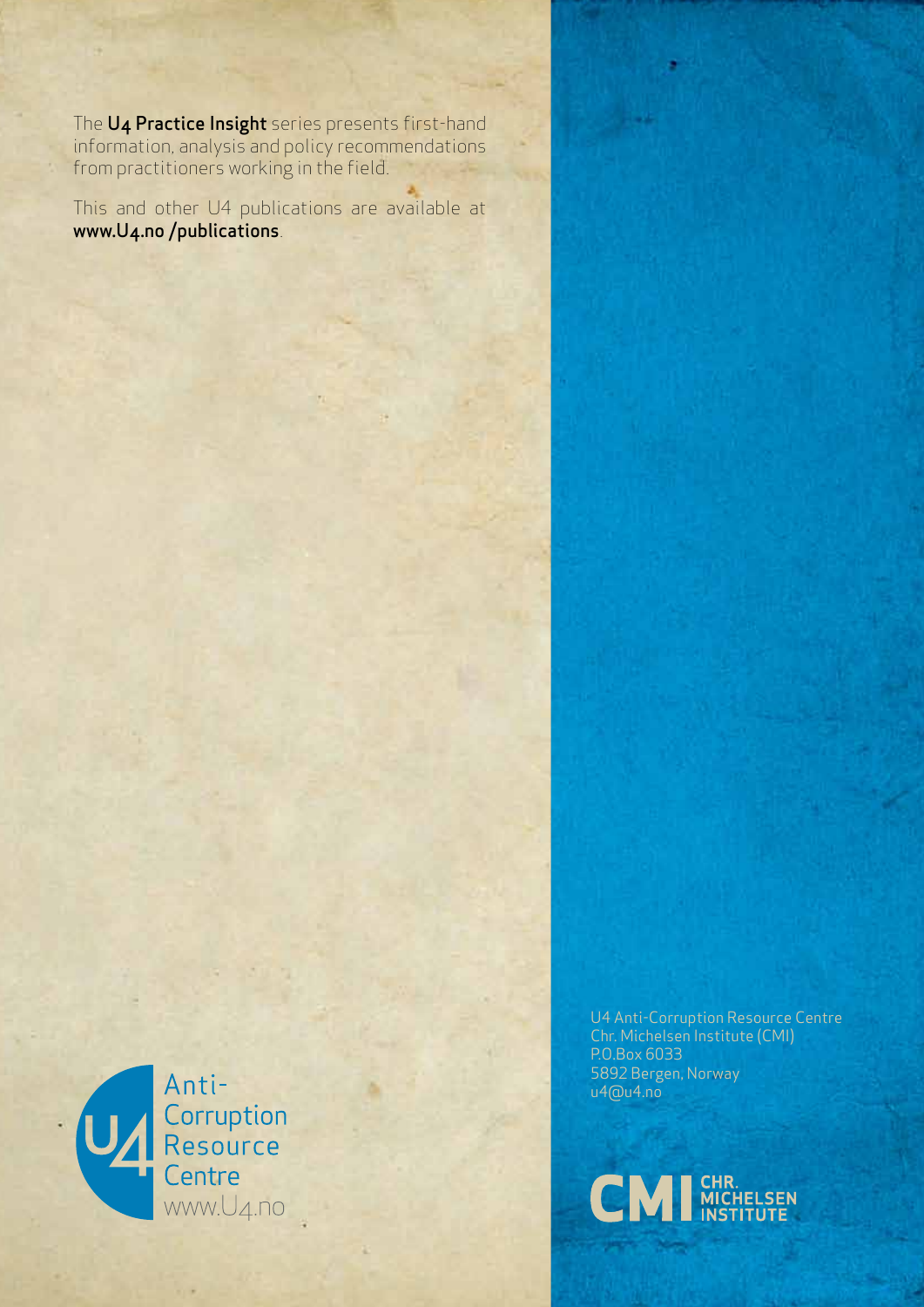The **U4 Practice Insight** series presents first-hand information, analysis and policy recommendations from practitioners working in the field.

This and other U4 publications are available at **www.U4.no /publications**.

Anti-
Corruption
Resource
Centre
www.U4.no

U4 Anti-Corruption Resource Centre
Chr. Michelsen Institute (CMI)
P.O.Box 6033
5892 Bergen, Norway
u4@u4.no

CMI CHR. MICHELSEN INSTITUTE